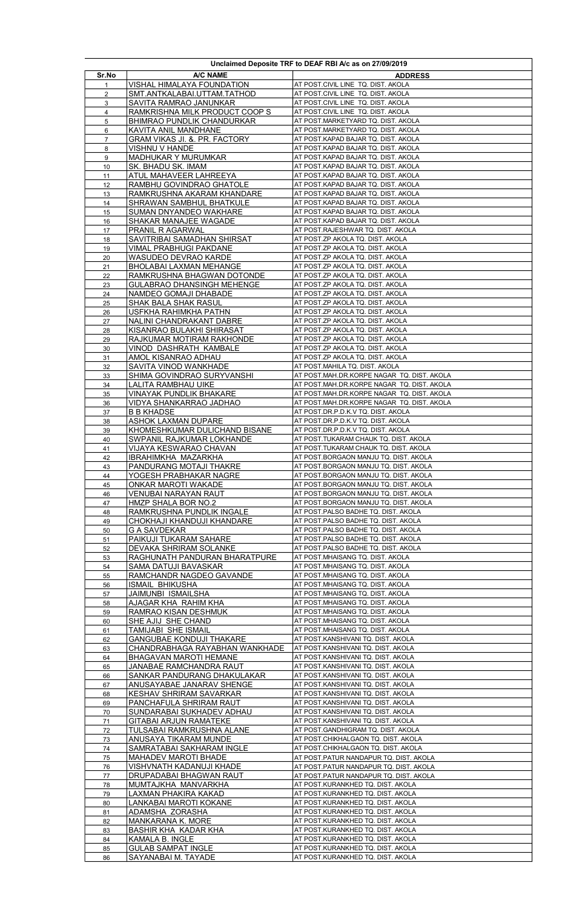| Unclaimed Deposite TRF to DEAF RBI A/c as on 27/09/2019 | | |
|---|---|---|
| Sr.No | A/C NAME | ADDRESS |
| 1 | VISHAL HIMALAYA FOUNDATION | AT POST.CIVIL LINE TQ. DIST. AKOLA |
| 2 | SMT.ANTKALABAI.UTTAM.TATHOD | AT POST.CIVIL LINE TQ. DIST. AKOLA |
| 3 | SAVITA RAMRAO JANUNKAR | AT POST.CIVIL LINE TQ. DIST. AKOLA |
| 4 | RAMKRISHNA MILK PRODUCT COOP S | AT POST.CIVIL LINE TQ. DIST. AKOLA |
| 5 | BHIMRAO PUNDLIK CHANDURKAR | AT POST.MARKETYARD TQ. DIST. AKOLA |
| 6 | KAVITA ANIL MANDHANE | AT POST.MARKETYARD TQ. DIST. AKOLA |
| 7 | GRAM VIKAS JI. &. PR. FACTORY | AT POST.KAPAD BAJAR TQ. DIST. AKOLA |
| 8 | VISHNU V HANDE | AT POST.KAPAD BAJAR TQ. DIST. AKOLA |
| 9 | MADHUKAR Y MURUMKAR | AT POST.KAPAD BAJAR TQ. DIST. AKOLA |
| 10 | SK. BHADU SK. IMAM | AT POST.KAPAD BAJAR TQ. DIST. AKOLA |
| 11 | ATUL MAHAVEER LAHREEYA | AT POST.KAPAD BAJAR TQ. DIST. AKOLA |
| 12 | RAMBHU GOVINDRAO GHATOLE | AT POST.KAPAD BAJAR TQ. DIST. AKOLA |
| 13 | RAMKRUSHNA AKARAM KHANDARE | AT POST.KAPAD BAJAR TQ. DIST. AKOLA |
| 14 | SHRAWAN SAMBHUL BHATKULE | AT POST.KAPAD BAJAR TQ. DIST. AKOLA |
| 15 | SUMAN DNYANDEO WAKHARE | AT POST.KAPAD BAJAR TQ. DIST. AKOLA |
| 16 | SHAKAR MANAJEE WAGADE | AT POST.KAPAD BAJAR TQ. DIST. AKOLA |
| 17 | PRANIL R AGARWAL | AT POST.RAJESHWAR TQ. DIST. AKOLA |
| 18 | SAVITRIBAI SAMADHAN SHIRSAT | AT POST.ZP AKOLA TQ. DIST. AKOLA |
| 19 | VIMAL PRABHUGI PAKDANE | AT POST.ZP AKOLA TQ. DIST. AKOLA |
| 20 | WASUDEO DEVRAO KARDE | AT POST.ZP AKOLA TQ. DIST. AKOLA |
| 21 | BHOLABAI LAXMAN MEHANGE | AT POST.ZP AKOLA TQ. DIST. AKOLA |
| 22 | RAMKRUSHNA BHAGWAN DOTONDE | AT POST.ZP AKOLA TQ. DIST. AKOLA |
| 23 | GULABRAO DHANSINGH MEHENGE | AT POST.ZP AKOLA TQ. DIST. AKOLA |
| 24 | NAMDEO GOMAJI DHABADE | AT POST.ZP AKOLA TQ. DIST. AKOLA |
| 25 | SHAK BALA SHAK RASUL | AT POST.ZP AKOLA TQ. DIST. AKOLA |
| 26 | USFKHA RAHIMKHA PATHN | AT POST.ZP AKOLA TQ. DIST. AKOLA |
| 27 | NALINI CHANDRAKANT DABRE | AT POST.ZP AKOLA TQ. DIST. AKOLA |
| 28 | KISANRAO BULAKHI SHIRASAT | AT POST.ZP AKOLA TQ. DIST. AKOLA |
| 29 | RAJKUMAR MOTIRAM RAKHONDE | AT POST.ZP AKOLA TQ. DIST. AKOLA |
| 30 | VINOD DASHRATH KAMBALE | AT POST.ZP AKOLA TQ. DIST. AKOLA |
| 31 | AMOL KISANRAO ADHAU | AT POST.ZP AKOLA TQ. DIST. AKOLA |
| 32 | SAVITA VINOD WANKHADE | AT POST.MAHILA TQ. DIST. AKOLA |
| 33 | SHIMA GOVINDRAO SURYVANSHI | AT POST.MAH.DR.KORPE NAGAR TQ. DIST. AKOLA |
| 34 | LALITA RAMBHAU UIKE | AT POST.MAH.DR.KORPE NAGAR TQ. DIST. AKOLA |
| 35 | VINAYAK PUNDLIK BHAKARE | AT POST.MAH.DR.KORPE NAGAR TQ. DIST. AKOLA |
| 36 | VIDYA SHANKARRAO JADHAO | AT POST.MAH.DR.KORPE NAGAR TQ. DIST. AKOLA |
| 37 | B B KHADSE | AT POST.DR.P.D.K.V TQ. DIST. AKOLA |
| 38 | ASHOK LAXMAN DUPARE | AT POST.DR.P.D.K.V TQ. DIST. AKOLA |
| 39 | KHOMESHKUMAR DULICHAND BISANE | AT POST.DR.P.D.K.V TQ. DIST. AKOLA |
| 40 | SWPANIL RAJKUMAR LOKHANDE | AT POST.TUKARAM CHAUK TQ. DIST. AKOLA |
| 41 | VIJAYA KESWARAO CHAVAN | AT POST.TUKARAM CHAUK TQ. DIST. AKOLA |
| 42 | IBRAHIMKHA MAZARKHA | AT POST.BORGAON MANJU TQ. DIST. AKOLA |
| 43 | PANDURANG MOTAJI THAKRE | AT POST.BORGAON MANJU TQ. DIST. AKOLA |
| 44 | YOGESH PRABHAKAR NAGRE | AT POST.BORGAON MANJU TQ. DIST. AKOLA |
| 45 | ONKAR MAROTI WAKADE | AT POST.BORGAON MANJU TQ. DIST. AKOLA |
| 46 | VENUBAI NARAYAN RAUT | AT POST.BORGAON MANJU TQ. DIST. AKOLA |
| 47 | HMZP SHALA BOR NO.2 | AT POST.BORGAON MANJU TQ. DIST. AKOLA |
| 48 | RAMKRUSHNA PUNDLIK INGALE | AT POST.PALSO BADHE TQ. DIST. AKOLA |
| 49 | CHOKHAJI KHANDUJI KHANDARE | AT POST.PALSO BADHE TQ. DIST. AKOLA |
| 50 | G A SAVDEKAR | AT POST.PALSO BADHE TQ. DIST. AKOLA |
| 51 | PAIKUJI TUKARAM SAHARE | AT POST.PALSO BADHE TQ. DIST. AKOLA |
| 52 | DEVAKA SHRIRAM SOLANKE | AT POST.PALSO BADHE TQ. DIST. AKOLA |
| 53 | RAGHUNATH PANDURAN BHARATPURE | AT POST.MHAISANG TQ. DIST. AKOLA |
| 54 | SAMA DATUJI BAVASKAR | AT POST.MHAISANG TQ. DIST. AKOLA |
| 55 | RAMCHANDR NAGDEO GAVANDE | AT POST.MHAISANG TQ. DIST. AKOLA |
| 56 | ISMAIL BHIKUSHA | AT POST.MHAISANG TQ. DIST. AKOLA |
| 57 | JAIMUNBI ISMAILSHA | AT POST.MHAISANG TQ. DIST. AKOLA |
| 58 | AJAGAR KHA RAHIM KHA | AT POST.MHAISANG TQ. DIST. AKOLA |
| 59 | RAMRAO KISAN DESHMUK | AT POST.MHAISANG TQ. DIST. AKOLA |
| 60 | SHE AJIJ SHE CHAND | AT POST.MHAISANG TQ. DIST. AKOLA |
| 61 | TAMIJABI SHE ISMAIL | AT POST.MHAISANG TQ. DIST. AKOLA |
| 62 | GANGUBAE KONDUJI THAKARE | AT POST.KANSHIVANI TQ. DIST. AKOLA |
| 63 | CHANDRABHAGA RAYABHAN WANKHADE | AT POST.KANSHIVANI TQ. DIST. AKOLA |
| 64 | BHAGAVAN MAROTI HEMANE | AT POST.KANSHIVANI TQ. DIST. AKOLA |
| 65 | JANABAE RAMCHANDRA RAUT | AT POST.KANSHIVANI TQ. DIST. AKOLA |
| 66 | SANKAR PANDURANG DHAKULAKAR | AT POST.KANSHIVANI TQ. DIST. AKOLA |
| 67 | ANUSAYABAE JANARAV SHENGE | AT POST.KANSHIVANI TQ. DIST. AKOLA |
| 68 | KESHAV SHRIRAM SAVARKAR | AT POST.KANSHIVANI TQ. DIST. AKOLA |
| 69 | PANCHAFULA SHRIRAM RAUT | AT POST.KANSHIVANI TQ. DIST. AKOLA |
| 70 | SUNDARABAI SUKHADEV ADHAU | AT POST.KANSHIVANI TQ. DIST. AKOLA |
| 71 | GITABAI ARJUN RAMATEKE | AT POST.KANSHIVANI TQ. DIST. AKOLA |
| 72 | TULSABAI RAMKRUSHNA ALANE | AT POST.GANDHIGRAM TQ. DIST. AKOLA |
| 73 | ANUSAYA TIKARAM MUNDE | AT POST.CHIKHALGAON TQ. DIST. AKOLA |
| 74 | SAMRATABAI SAKHARAM INGLE | AT POST.CHIKHALGAON TQ. DIST. AKOLA |
| 75 | MAHADEV MAROTI BHADE | AT POST.PATUR NANDAPUR TQ. DIST. AKOLA |
| 76 | VISHVNATH KADANUJI KHADE | AT POST.PATUR NANDAPUR TQ. DIST. AKOLA |
| 77 | DRUPADABAI BHAGWAN RAUT | AT POST.PATUR NANDAPUR TQ. DIST. AKOLA |
| 78 | MUMTAJKHA MANVARKHA | AT POST.KURANKHED TQ. DIST. AKOLA |
| 79 | LAXMAN PHAKIRA KAKAD | AT POST.KURANKHED TQ. DIST. AKOLA |
| 80 | LANKABAI MAROTI KOKANE | AT POST.KURANKHED TQ. DIST. AKOLA |
| 81 | ADAMSHA ZORASHA | AT POST.KURANKHED TQ. DIST. AKOLA |
| 82 | MANKARANA K. MORE | AT POST.KURANKHED TQ. DIST. AKOLA |
| 83 | BASHIR KHA KADAR KHA | AT POST.KURANKHED TQ. DIST. AKOLA |
| 84 | KAMALA B. INGLE | AT POST.KURANKHED TQ. DIST. AKOLA |
| 85 | GULAB SAMPAT INGLE | AT POST.KURANKHED TQ. DIST. AKOLA |
| 86 | SAYANABAI M. TAYADE | AT POST.KURANKHED TQ. DIST. AKOLA |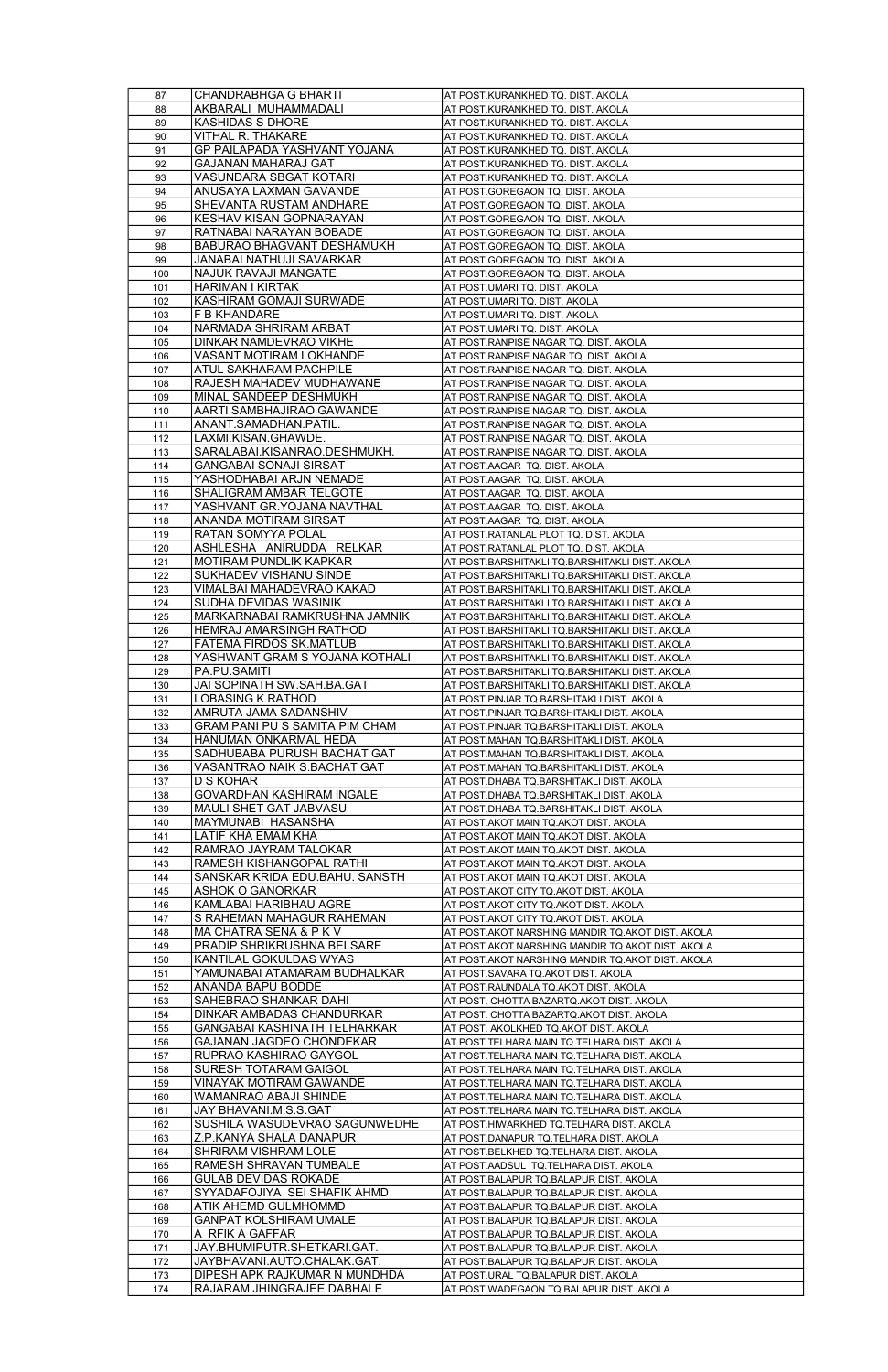| | | |
|---|---|---|
| 87 | CHANDRABHGA G BHARTI | AT POST.KURANKHED TQ. DIST. AKOLA |
| 88 | AKBARALI MUHAMMADALI | AT POST.KURANKHED TQ. DIST. AKOLA |
| 89 | KASHIDAS S DHORE | AT POST.KURANKHED TQ. DIST. AKOLA |
| 90 | VITHAL R. THAKARE | AT POST.KURANKHED TQ. DIST. AKOLA |
| 91 | GP PAILAPADA YASHVANT YOJANA | AT POST.KURANKHED TQ. DIST. AKOLA |
| 92 | GAJANAN MAHARAJ GAT | AT POST.KURANKHED TQ. DIST. AKOLA |
| 93 | VASUNDARA SBGAT KOTARI | AT POST.KURANKHED TQ. DIST. AKOLA |
| 94 | ANUSAYA LAXMAN GAVANDE | AT POST.GOREGAON TQ. DIST. AKOLA |
| 95 | SHEVANTA RUSTAM ANDHARE | AT POST.GOREGAON TQ. DIST. AKOLA |
| 96 | KESHAV KISAN GOPNARAYAN | AT POST.GOREGAON TQ. DIST. AKOLA |
| 97 | RATNABAI NARAYAN BOBADE | AT POST.GOREGAON TQ. DIST. AKOLA |
| 98 | BABURAO BHAGVANT DESHAMUKH | AT POST.GOREGAON TQ. DIST. AKOLA |
| 99 | JANABAI NATHUJI SAVARKAR | AT POST.GOREGAON TQ. DIST. AKOLA |
| 100 | NAJUK RAVAJI MANGATE | AT POST.GOREGAON TQ. DIST. AKOLA |
| 101 | HARIMAN I KIRTAK | AT POST.UMARI TQ. DIST. AKOLA |
| 102 | KASHIRAM GOMAJI SURWADE | AT POST.UMARI TQ. DIST. AKOLA |
| 103 | F B KHANDARE | AT POST.UMARI TQ. DIST. AKOLA |
| 104 | NARMADA SHRIRAM ARBAT | AT POST.UMARI TQ. DIST. AKOLA |
| 105 | DINKAR NAMDEVRAO VIKHE | AT POST.RANPISE NAGAR TQ. DIST. AKOLA |
| 106 | VASANT MOTIRAM LOKHANDE | AT POST.RANPISE NAGAR TQ. DIST. AKOLA |
| 107 | ATUL SAKHARAM PACHPILE | AT POST.RANPISE NAGAR TQ. DIST. AKOLA |
| 108 | RAJESH MAHADEV MUDHAWANE | AT POST.RANPISE NAGAR TQ. DIST. AKOLA |
| 109 | MINAL SANDEEP DESHMUKH | AT POST.RANPISE NAGAR TQ. DIST. AKOLA |
| 110 | AARTI SAMBHAJIRAO GAWANDE | AT POST.RANPISE NAGAR TQ. DIST. AKOLA |
| 111 | ANANT.SAMADHAN.PATIL. | AT POST.RANPISE NAGAR TQ. DIST. AKOLA |
| 112 | LAXMI.KISAN.GHAWDE. | AT POST.RANPISE NAGAR TQ. DIST. AKOLA |
| 113 | SARALABAI.KISANRAO.DESHMUKH. | AT POST.RANPISE NAGAR TQ. DIST. AKOLA |
| 114 | GANGABAI SONAJI SIRSAT | AT POST.AAGAR TQ. DIST. AKOLA |
| 115 | YASHODHABAI ARJN NEMADE | AT POST.AAGAR TQ. DIST. AKOLA |
| 116 | SHALIGRAM AMBAR TELGOTE | AT POST.AAGAR TQ. DIST. AKOLA |
| 117 | YASHVANT GR.YOJANA NAVTHAL | AT POST.AAGAR TQ. DIST. AKOLA |
| 118 | ANANDA MOTIRAM SIRSAT | AT POST.AAGAR TQ. DIST. AKOLA |
| 119 | RATAN SOMYYA POLAL | AT POST.RATANLAL PLOT TQ. DIST. AKOLA |
| 120 | ASHLESHA ANIRUDDA RELKAR | AT POST.RATANLAL PLOT TQ. DIST. AKOLA |
| 121 | MOTIRAM PUNDLIK KAPKAR | AT POST.BARSHITAKLI TQ.BARSHITAKLI DIST. AKOLA |
| 122 | SUKHADEV VISHANU SINDE | AT POST.BARSHITAKLI TQ.BARSHITAKLI DIST. AKOLA |
| 123 | VIMALBAI MAHADEVRAO KAKAD | AT POST.BARSHITAKLI TQ.BARSHITAKLI DIST. AKOLA |
| 124 | SUDHA DEVIDAS WASINIK | AT POST.BARSHITAKLI TQ.BARSHITAKLI DIST. AKOLA |
| 125 | MARKARNABAI RAMKRUSHNA JAMNIK | AT POST.BARSHITAKLI TQ.BARSHITAKLI DIST. AKOLA |
| 126 | HEMRAJ AMARSINGH RATHOD | AT POST.BARSHITAKLI TQ.BARSHITAKLI DIST. AKOLA |
| 127 | FATEMA FIRDOS SK.MATLUB | AT POST.BARSHITAKLI TQ.BARSHITAKLI DIST. AKOLA |
| 128 | YASHWANT GRAM S YOJANA KOTHALI | AT POST.BARSHITAKLI TQ.BARSHITAKLI DIST. AKOLA |
| 129 | PA.PU.SAMITI | AT POST.BARSHITAKLI TQ.BARSHITAKLI DIST. AKOLA |
| 130 | JAI SOPINATH SW.SAH.BA.GAT | AT POST.BARSHITAKLI TQ.BARSHITAKLI DIST. AKOLA |
| 131 | LOBASING K RATHOD | AT POST.PINJAR TQ.BARSHITAKLI DIST. AKOLA |
| 132 | AMRUTA JAMA SADANSHIV | AT POST.PINJAR TQ.BARSHITAKLI DIST. AKOLA |
| 133 | GRAM PANI PU S SAMITA PIM CHAM | AT POST.PINJAR TQ.BARSHITAKLI DIST. AKOLA |
| 134 | HANUMAN ONKARMAL HEDA | AT POST.MAHAN TQ.BARSHITAKLI DIST. AKOLA |
| 135 | SADHUBABA PURUSH BACHAT GAT | AT POST.MAHAN TQ.BARSHITAKLI DIST. AKOLA |
| 136 | VASANTRAO NAIK S.BACHAT GAT | AT POST.MAHAN TQ.BARSHITAKLI DIST. AKOLA |
| 137 | D S KOHAR | AT POST.DHABA TQ.BARSHITAKLI DIST. AKOLA |
| 138 | GOVARDHAN KASHIRAM INGALE | AT POST.DHABA TQ.BARSHITAKLI DIST. AKOLA |
| 139 | MAULI SHET GAT JABVASU | AT POST.DHABA TQ.BARSHITAKLI DIST. AKOLA |
| 140 | MAYMUNABI HASANSHA | AT POST.AKOT MAIN TQ.AKOT DIST. AKOLA |
| 141 | LATIF KHA EMAM KHA | AT POST.AKOT MAIN TQ.AKOT DIST. AKOLA |
| 142 | RAMRAO JAYRAM TALOKAR | AT POST.AKOT MAIN TQ.AKOT DIST. AKOLA |
| 143 | RAMESH KISHANGOPAL RATHI | AT POST.AKOT MAIN TQ.AKOT DIST. AKOLA |
| 144 | SANSKAR KRIDA EDU.BAHU. SANSTH | AT POST.AKOT MAIN TQ.AKOT DIST. AKOLA |
| 145 | ASHOK O GANORKAR | AT POST.AKOT CITY TQ.AKOT DIST. AKOLA |
| 146 | KAMLABAI HARIBHAU AGRE | AT POST.AKOT CITY TQ.AKOT DIST. AKOLA |
| 147 | S RAHEMAN MAHAGUR RAHEMAN | AT POST.AKOT CITY TQ.AKOT DIST. AKOLA |
| 148 | MA CHATRA SENA & P K V | AT POST.AKOT NARSHING MANDIR TQ.AKOT DIST. AKOLA |
| 149 | PRADIP SHRIKRUSHNA BELSARE | AT POST.AKOT NARSHING MANDIR TQ.AKOT DIST. AKOLA |
| 150 | KANTILAL GOKULDAS WYAS | AT POST.AKOT NARSHING MANDIR TQ.AKOT DIST. AKOLA |
| 151 | YAMUNABAI ATAMARAM BUDHALKAR | AT POST.SAVARA TQ.AKOT DIST. AKOLA |
| 152 | ANANDA BAPU BODDE | AT POST.RAUNDALA TQ.AKOT DIST. AKOLA |
| 153 | SAHEBRAO SHANKAR DAHI | AT POST. CHOTTA BAZARTQ.AKOT DIST. AKOLA |
| 154 | DINKAR AMBADAS CHANDURKAR | AT POST. CHOTTA BAZARTQ.AKOT DIST. AKOLA |
| 155 | GANGABAI KASHINATH TELHARKAR | AT POST. AKOLKHED TQ.AKOT DIST. AKOLA |
| 156 | GAJANAN JAGDEO CHONDEKAR | AT POST.TELHARA MAIN TQ.TELHARA DIST. AKOLA |
| 157 | RUPRAO KASHIRAO GAYGOL | AT POST.TELHARA MAIN TQ.TELHARA DIST. AKOLA |
| 158 | SURESH TOTARAM GAIGOL | AT POST.TELHARA MAIN TQ.TELHARA DIST. AKOLA |
| 159 | VINAYAK MOTIRAM GAWANDE | AT POST.TELHARA MAIN TQ.TELHARA DIST. AKOLA |
| 160 | WAMANRAO ABAJI SHINDE | AT POST.TELHARA MAIN TQ.TELHARA DIST. AKOLA |
| 161 | JAY BHAVANI.M.S.S.GAT | AT POST.TELHARA MAIN TQ.TELHARA DIST. AKOLA |
| 162 | SUSHILA WASUDEVRAO SAGUNWEDHE | AT POST.HIWARKHED TQ.TELHARA DIST. AKOLA |
| 163 | Z.P.KANYA SHALA DANAPUR | AT POST.DANAPUR TQ.TELHARA DIST. AKOLA |
| 164 | SHRIRAM VISHRAM LOLE | AT POST.BELKHED TQ.TELHARA DIST. AKOLA |
| 165 | RAMESH SHRAVAN TUMBALE | AT POST.AADSUL TQ.TELHARA DIST. AKOLA |
| 166 | GULAB DEVIDAS ROKADE | AT POST.BALAPUR TQ.BALAPUR DIST. AKOLA |
| 167 | SYYADAFOJIYA SEI SHAFIK AHMD | AT POST.BALAPUR TQ.BALAPUR DIST. AKOLA |
| 168 | ATIK AHEMD GULMHOMMD | AT POST.BALAPUR TQ.BALAPUR DIST. AKOLA |
| 169 | GANPAT KOLSHIRAM UMALE | AT POST.BALAPUR TQ.BALAPUR DIST. AKOLA |
| 170 | A RFIK A GAFFAR | AT POST.BALAPUR TQ.BALAPUR DIST. AKOLA |
| 171 | JAY.BHUMIPUTR.SHETKARI.GAT. | AT POST.BALAPUR TQ.BALAPUR DIST. AKOLA |
| 172 | JAYBHAVANI.AUTO.CHALAK.GAT. | AT POST.BALAPUR TQ.BALAPUR DIST. AKOLA |
| 173 | DIPESH APK RAJKUMAR N MUNDHDA | AT POST.URAL TQ.BALAPUR DIST. AKOLA |
| 174 | RAJARAM JHINGRAJEE DABHALE | AT POST.WADEGAON TQ.BALAPUR DIST. AKOLA |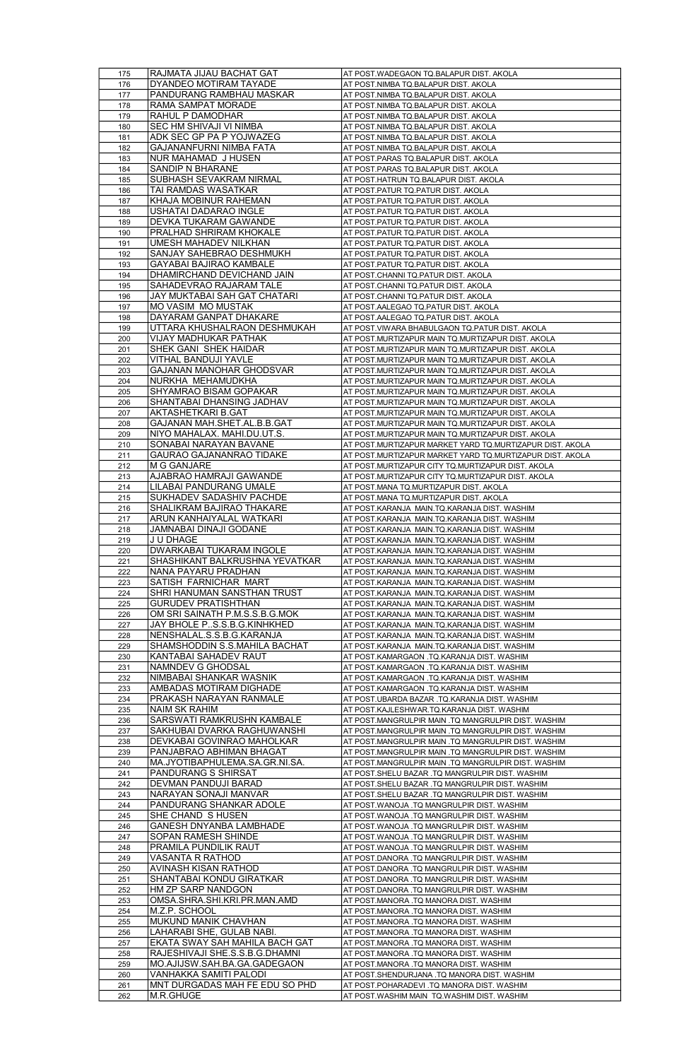| 175 | RAJMATA JIJAU BACHAT GAT | AT POST.WADEGAON TQ.BALAPUR DIST. AKOLA |
|---|---|---|
| 176 | DYANDEO MOTIRAM TAYADE | AT POST.NIMBA TQ.BALAPUR DIST. AKOLA |
| 177 | PANDURANG RAMBHAU MASKAR | AT POST.NIMBA TQ.BALAPUR DIST. AKOLA |
| 178 | RAMA SAMPAT MORADE | AT POST.NIMBA TQ.BALAPUR DIST. AKOLA |
| 179 | RAHUL P DAMODHAR | AT POST.NIMBA TQ.BALAPUR DIST. AKOLA |
| 180 | SEC HM SHIVAJI VI NIMBA | AT POST.NIMBA TQ.BALAPUR DIST. AKOLA |
| 181 | ADK SEC GP PA P YOJWAZEG | AT POST.NIMBA TQ.BALAPUR DIST. AKOLA |
| 182 | GAJANANFURNI NIMBA FATA | AT POST.NIMBA TQ.BALAPUR DIST. AKOLA |
| 183 | NUR MAHAMAD J HUSEN | AT POST.PARAS TQ.BALAPUR DIST. AKOLA |
| 184 | SANDIP N BHARANE | AT POST.PARAS TQ.BALAPUR DIST. AKOLA |
| 185 | SUBHASH SEVAKRAM NIRMAL | AT POST.HATRUN TQ.BALAPUR DIST. AKOLA |
| 186 | TAI RAMDAS WASATKAR | AT POST.PATUR TQ.PATUR DIST. AKOLA |
| 187 | KHAJA MOBINUR RAHEMAN | AT POST.PATUR TQ.PATUR DIST. AKOLA |
| 188 | USHATAI DADARAO INGLE | AT POST.PATUR TQ.PATUR DIST. AKOLA |
| 189 | DEVKA TUKARAM GAWANDE | AT POST.PATUR TQ.PATUR DIST. AKOLA |
| 190 | PRALHAD SHRIRAM KHOKALE | AT POST.PATUR TQ.PATUR DIST. AKOLA |
| 191 | UMESH MAHADEV NILKHAN | AT POST.PATUR TQ.PATUR DIST. AKOLA |
| 192 | SANJAY SAHEBRAO DESHMUKH | AT POST.PATUR TQ.PATUR DIST. AKOLA |
| 193 | GAYABAI BAJIRAO KAMBALE | AT POST.PATUR TQ.PATUR DIST. AKOLA |
| 194 | DHAMIRCHAND DEVICHAND JAIN | AT POST.CHANNI TQ.PATUR DIST. AKOLA |
| 195 | SAHADEVRAO RAJARAM TALE | AT POST.CHANNI TQ.PATUR DIST. AKOLA |
| 196 | JAY MUKTABAI SAH GAT CHATARI | AT POST.CHANNI TQ.PATUR DIST. AKOLA |
| 197 | MO VASIM MO MUSTAK | AT POST.AALEGAO TQ.PATUR DIST. AKOLA |
| 198 | DAYARAM GANPAT DHAKARE | AT POST.AALEGAO TQ.PATUR DIST. AKOLA |
| 199 | UTTARA KHUSHALRAON DESHMUKAH | AT POST.VIWARA BHABULGAON TQ.PATUR DIST. AKOLA |
| 200 | VIJAY MADHUKAR PATHAK | AT POST.MURTIZAPUR MAIN TQ.MURTIZAPUR DIST. AKOLA |
| 201 | SHEK GANI SHEK HAIDAR | AT POST.MURTIZAPUR MAIN TQ.MURTIZAPUR DIST. AKOLA |
| 202 | VITHAL BANDUJI YAVLE | AT POST.MURTIZAPUR MAIN TQ.MURTIZAPUR DIST. AKOLA |
| 203 | GAJANAN MANOHAR GHODSVAR | AT POST.MURTIZAPUR MAIN TQ.MURTIZAPUR DIST. AKOLA |
| 204 | NURKHA MEHAMUDKHA | AT POST.MURTIZAPUR MAIN TQ.MURTIZAPUR DIST. AKOLA |
| 205 | SHYAMRAO BISAM GOPAKAR | AT POST.MURTIZAPUR MAIN TQ.MURTIZAPUR DIST. AKOLA |
| 206 | SHANTABAI DHANSING JADHAV | AT POST.MURTIZAPUR MAIN TQ.MURTIZAPUR DIST. AKOLA |
| 207 | AKTASHETKARI B.GAT | AT POST.MURTIZAPUR MAIN TQ.MURTIZAPUR DIST. AKOLA |
| 208 | GAJANAN MAH.SHET.AL.B.B.GAT | AT POST.MURTIZAPUR MAIN TQ.MURTIZAPUR DIST. AKOLA |
| 209 | NIYO MAHALAX. MAHI.DU.UT.S. | AT POST.MURTIZAPUR MAIN TQ.MURTIZAPUR DIST. AKOLA |
| 210 | SONABAI NARAYAN BAVANE | AT POST.MURTIZAPUR MARKET YARD TQ.MURTIZAPUR DIST. AKOLA |
| 211 | GAURAO GAJANANRAO TIDAKE | AT POST.MURTIZAPUR MARKET YARD TQ.MURTIZAPUR DIST. AKOLA |
| 212 | M G GANJARE | AT POST.MURTIZAPUR CITY TQ.MURTIZAPUR DIST. AKOLA |
| 213 | AJABRAO HAMRAJI GAWANDE | AT POST.MURTIZAPUR CITY TQ.MURTIZAPUR DIST. AKOLA |
| 214 | LILABAI PANDURANG UMALE | AT POST.MANA TQ.MURTIZAPUR DIST. AKOLA |
| 215 | SUKHADEV SADASHIV PACHDE | AT POST.MANA TQ.MURTIZAPUR DIST. AKOLA |
| 216 | SHALIKRAM BAJIRAO THAKARE | AT POST.KARANJA MAIN.TQ.KARANJA DIST. WASHIM |
| 217 | ARUN KANHAIYALAL WATKARI | AT POST.KARANJA MAIN.TQ.KARANJA DIST. WASHIM |
| 218 | JAMNABAI DINAJI GODANE | AT POST.KARANJA MAIN.TQ.KARANJA DIST. WASHIM |
| 219 | J U DHAGE | AT POST.KARANJA MAIN.TQ.KARANJA DIST. WASHIM |
| 220 | DWARKABAI TUKARAM INGOLE | AT POST.KARANJA MAIN.TQ.KARANJA DIST. WASHIM |
| 221 | SHASHIKANT BALKRUSHNA YEVATKAR | AT POST.KARANJA MAIN.TQ.KARANJA DIST. WASHIM |
| 222 | NANA PAYARU PRADHAN | AT POST.KARANJA MAIN.TQ.KARANJA DIST. WASHIM |
| 223 | SATISH FARNICHAR MART | AT POST.KARANJA MAIN.TQ.KARANJA DIST. WASHIM |
| 224 | SHRI HANUMAN SANSTHAN TRUST | AT POST.KARANJA MAIN.TQ.KARANJA DIST. WASHIM |
| 225 | GURUDEV PRATISHTHAN | AT POST.KARANJA MAIN.TQ.KARANJA DIST. WASHIM |
| 226 | OM SRI SAINATH P.M.S.S.B.G.MOK | AT POST.KARANJA MAIN.TQ.KARANJA DIST. WASHIM |
| 227 | JAY BHOLE P..S.S.B.G.KINHKHED | AT POST.KARANJA MAIN.TQ.KARANJA DIST. WASHIM |
| 228 | NENSHALAL.S.S.B.G.KARANJA | AT POST.KARANJA MAIN.TQ.KARANJA DIST. WASHIM |
| 229 | SHAMSHODDIN S.S.MAHILA BACHAT | AT POST.KARANJA MAIN.TQ.KARANJA DIST. WASHIM |
| 230 | KANTABAI SAHADEV RAUT | AT POST.KAMARGAON .TQ.KARANJA DIST. WASHIM |
| 231 | NAMNDEV G GHODSAL | AT POST.KAMARGAON .TQ.KARANJA DIST. WASHIM |
| 232 | NIMBABAI SHANKAR WASNIK | AT POST.KAMARGAON .TQ.KARANJA DIST. WASHIM |
| 233 | AMBADAS MOTIRAM DIGHADE | AT POST.KAMARGAON .TQ.KARANJA DIST. WASHIM |
| 234 | PRAKASH NARAYAN RANMALE | AT POST.UBARDA BAZAR .TQ.KARANJA DIST. WASHIM |
| 235 | NAIM SK RAHIM | AT POST.KAJLESHWAR.TQ.KARANJA DIST. WASHIM |
| 236 | SARSWATI RAMKRUSHN KAMBALE | AT POST.MANGRULPIR MAIN .TQ MANGRULPIR DIST. WASHIM |
| 237 | SAKHUBAI DVARKA RAGHUWANSHI | AT POST.MANGRULPIR MAIN .TQ MANGRULPIR DIST. WASHIM |
| 238 | DEVKABAI GOVINRAO MAHOLKAR | AT POST.MANGRULPIR MAIN .TQ MANGRULPIR DIST. WASHIM |
| 239 | PANJABRAO ABHIMAN BHAGAT | AT POST.MANGRULPIR MAIN .TQ MANGRULPIR DIST. WASHIM |
| 240 | MA.JYOTIBAPHULEMA.SA.GR.NI.SA. | AT POST.MANGRULPIR MAIN .TQ MANGRULPIR DIST. WASHIM |
| 241 | PANDURANG S SHIRSAT | AT POST.SHELU BAZAR .TQ MANGRULPIR DIST. WASHIM |
| 242 | DEVMAN PANDUJI BARAD | AT POST.SHELU BAZAR .TQ MANGRULPIR DIST. WASHIM |
| 243 | NARAYAN SONAJI MANVAR | AT POST.SHELU BAZAR .TQ MANGRULPIR DIST. WASHIM |
| 244 | PANDURANG SHANKAR ADOLE | AT POST.WANOJA .TQ MANGRULPIR DIST. WASHIM |
| 245 | SHE CHAND S HUSEN | AT POST.WANOJA .TQ MANGRULPIR DIST. WASHIM |
| 246 | GANESH DNYANBA LAMBHADE | AT POST.WANOJA .TQ MANGRULPIR DIST. WASHIM |
| 247 | SOPAN RAMESH SHINDE | AT POST.WANOJA .TQ MANGRULPIR DIST. WASHIM |
| 248 | PRAMILA PUNDILIK RAUT | AT POST.WANOJA .TQ MANGRULPIR DIST. WASHIM |
| 249 | VASANTA R RATHOD | AT POST.DANORA .TQ MANGRULPIR DIST. WASHIM |
| 250 | AVINASH KISAN RATHOD | AT POST.DANORA .TQ MANGRULPIR DIST. WASHIM |
| 251 | SHANTABAI KONDU GIRATKAR | AT POST.DANORA .TQ MANGRULPIR DIST. WASHIM |
| 252 | HM ZP SARP NANDGON | AT POST.DANORA .TQ MANGRULPIR DIST. WASHIM |
| 253 | OMSA.SHRA.SHI.KRI.PR.MAN.AMD | AT POST.MANORA .TQ MANORA DIST. WASHIM |
| 254 | M.Z.P. SCHOOL | AT POST.MANORA .TQ MANORA DIST. WASHIM |
| 255 | MUKUND MANIK CHAVHAN | AT POST.MANORA .TQ MANORA DIST. WASHIM |
| 256 | LAHARABI SHE, GULAB NABI. | AT POST.MANORA .TQ MANORA DIST. WASHIM |
| 257 | EKATA SWAY SAH MAHILA BACH GAT | AT POST.MANORA .TQ MANORA DIST. WASHIM |
| 258 | RAJESHIVAJI SHE.S.S.B.G.DHAMNI | AT POST.MANORA .TQ MANORA DIST. WASHIM |
| 259 | MO.AJIJSW.SAH.BA.GA.GADEGAON | AT POST.MANORA .TQ MANORA DIST. WASHIM |
| 260 | VANHAKKA SAMITI PALODI | AT POST.SHENDURJANA .TQ MANORA DIST. WASHIM |
| 261 | MNT DURGADAS MAH FE EDU SO PHD | AT POST.POHARADEVI .TQ MANORA DIST. WASHIM |
| 262 | M.R.GHUGE | AT POST.WASHIM MAIN TQ.WASHIM DIST. WASHIM |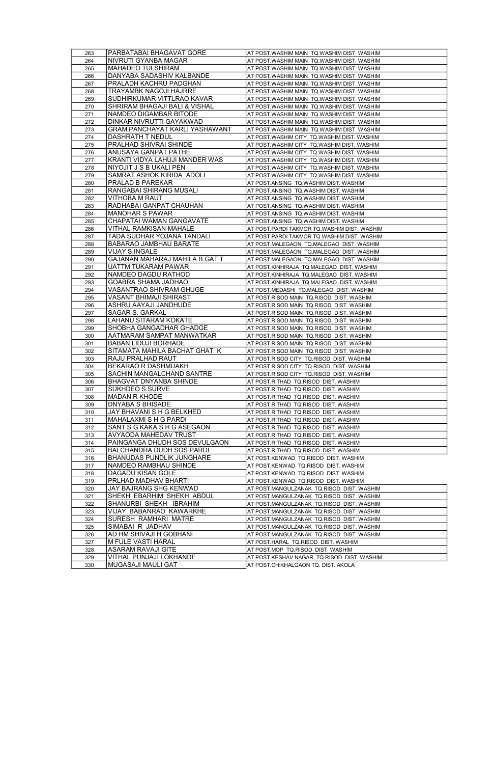| | | |
|---|---|---|
| 263 | PARBATABAI BHAGAVAT GORE | AT POST.WASHIM MAIN TQ.WASHIM DIST. WASHIM |
| 264 | NIVRUTI GYANBA MAGAR | AT POST.WASHIM MAIN TQ.WASHIM DIST. WASHIM |
| 265 | MAHADEO TULSHIRAM | AT POST.WASHIM MAIN TQ.WASHIM DIST. WASHIM |
| 266 | DANYABA SADASHIV KALBANDE | AT POST.WASHIM MAIN TQ.WASHIM DIST. WASHIM |
| 267 | PRALADH KACHRU PADGHAN | AT POST.WASHIM MAIN TQ.WASHIM DIST. WASHIM |
| 268 | TRAYAMBK NAGOJI HAJRRE | AT POST.WASHIM MAIN TQ.WASHIM DIST. WASHIM |
| 269 | SUDHIRKUMAR VITTLRAO KAVAR | AT POST.WASHIM MAIN TQ.WASHIM DIST. WASHIM |
| 270 | SHRIRAM BHAGAJI BALI & VISHAL | AT POST.WASHIM MAIN TQ.WASHIM DIST. WASHIM |
| 271 | NAMDEO DIGAMBAR BITODE | AT POST.WASHIM MAIN TQ.WASHIM DIST. WASHIM |
| 272 | DINKAR NIVRUTTI GAYAKWAD | AT POST.WASHIM MAIN TQ.WASHIM DIST. WASHIM |
| 273 | GRAM PANCHAYAT KARLI YASHAWANT | AT POST.WASHIM MAIN TQ.WASHIM DIST. WASHIM |
| 274 | DASHRATH T NEDUL | AT POST.WASHIM CITY TQ.WASHIM DIST. WASHIM |
| 275 | PRALHAD SHIVRAI SHINDE | AT POST.WASHIM CITY TQ.WASHIM DIST. WASHIM |
| 276 | ANUSAYA GANPAT PATHE | AT POST.WASHIM CITY TQ.WASHIM DIST. WASHIM |
| 277 | KRANTI VIDYA LAHUJI MANDER WAS | AT POST.WASHIM CITY TQ.WASHIM DIST. WASHIM |
| 278 | NIYOJIT J S B UKALI PEN | AT POST.WASHIM CITY TQ.WASHIM DIST. WASHIM |
| 279 | SAMRAT ASHOK KIRIDA ADOLI | AT POST.WASHIM CITY TQ.WASHIM DIST. WASHIM |
| 280 | PRALAD B PAREKAR | AT POST.ANSING TQ.WASHIM DIST. WASHIM |
| 281 | RANGABAI SHIRANG MUSALI | AT POST.ANSING TQ.WASHIM DIST. WASHIM |
| 282 | VITHOBA M RAUT | AT POST.ANSING TQ.WASHIM DIST. WASHIM |
| 283 | RADHABAI GANPAT CHAUHAN | AT POST.ANSING TQ.WASHIM DIST. WASHIM |
| 284 | MANOHAR S PAWAR | AT POST.ANSING TQ.WASHIM DIST. WASHIM |
| 285 | CHAPATAI WAMAN GANGAVATE | AT POST.ANSING TQ.WASHIM DIST. WASHIM |
| 286 | VITHAL RAMKISAN MAHALE | AT POST.PARDI TAKMOR TQ.WASHIM DIST. WASHIM |
| 287 | TADA SUDHAR YOJANA TANDALI | AT POST.PARDI TAKMOR TQ.WASHIM DIST. WASHIM |
| 288 | BABARAO JAMBHAU BARATE | AT POST.MALEGAON TQ.MALEGAO DIST. WASHIM |
| 289 | VIJAY S.INGALE | AT POST.MALEGAON TQ.MALEGAO DIST. WASHIM |
| 290 | GAJANAN MAHARAJ MAHILA B.GAT T | AT POST.MALEGAON TQ.MALEGAO DIST. WASHIM |
| 291 | UATTM TUKARAM PAWAR | AT POST.KINHIRAJA TQ.MALEGAO DIST. WASHIM |
| 292 | NAMDEO DAGDU RATHOD | AT POST.KINHIRAJA TQ.MALEGAO DIST. WASHIM |
| 293 | GOABRA SHAMA JADHAO | AT POST.KINHIRAJA TQ.MALEGAO DIST. WASHIM |
| 294 | VASANTRAO SHIVRAM GHUGE | AT POST.MEDASHI TQ.MALEGAO DIST. WASHIM |
| 295 | VASANT BHIMAJI SHIRAST | AT POST.RISOD MAIN TQ.RISOD DIST. WASHIM |
| 296 | ASHRU AAYAJI JANDHUDE | AT POST.RISOD MAIN TQ.RISOD DIST. WASHIM |
| 297 | SAGAR S. GARKAL | AT POST.RISOD MAIN TQ.RISOD DIST. WASHIM |
| 298 | LAHANU SITARAM KOKATE | AT POST.RISOD MAIN TQ.RISOD DIST. WASHIM |
| 299 | SHOBHA GANGADHAR GHADGE | AT POST.RISOD MAIN TQ.RISOD DIST. WASHIM |
| 300 | AATMARAM SAMPAT MANWATKAR | AT POST.RISOD MAIN TQ.RISOD DIST. WASHIM |
| 301 | BABAN LIDUJI BORHADE | AT POST.RISOD MAIN TQ.RISOD DIST. WASHIM |
| 302 | SITAMATA MAHILA BACHAT GHAT K | AT POST.RISOD MAIN TQ.RISOD DIST. WASHIM |
| 303 | RAJU PRALHAD RAUT | AT POST.RISOD CITY TQ.RISOD DIST. WASHIM |
| 304 | BEKARAO R DASHMUAKH | AT POST.RISOD CITY TQ.RISOD DIST. WASHIM |
| 305 | SACHIN MANGALCHAND SANTRE | AT POST.RISOD CITY TQ.RISOD DIST. WASHIM |
| 306 | BHAGVAT DNYANBA SHINDE | AT POST.RITHAD TQ.RISOD DIST. WASHIM |
| 307 | SUKHDEO S SURVE | AT POST.RITHAD TQ.RISOD DIST. WASHIM |
| 308 | MADAN R KHODE | AT POST.RITHAD TQ.RISOD DIST. WASHIM |
| 309 | DNYABA S BHISADE | AT POST.RITHAD TQ.RISOD DIST. WASHIM |
| 310 | JAY BHAVANI S H G BELKHED | AT POST.RITHAD TQ.RISOD DIST. WASHIM |
| 311 | MAHALAXMI S H G PARDI | AT POST.RITHAD TQ.RISOD DIST. WASHIM |
| 312 | SANT S G KAKA S H G ASEGAON | AT POST.RITHAD TQ.RISOD DIST. WASHIM |
| 313 | AVYAODA MAHEDAV TRUST | AT POST.RITHAD TQ.RISOD DIST. WASHIM |
| 314 | PAINGANGA DHUDH SOS DEVULGAON | AT POST.RITHAD TQ.RISOD DIST. WASHIM |
| 315 | BALCHANDRA DUDH SOS PARDI | AT POST.RITHAD TQ.RISOD DIST. WASHIM |
| 316 | BHANUDAS PUNDLIK JUNGHARE | AT POST.KENWAD TQ.RISOD DIST. WASHIM |
| 317 | NAMDEO RAMBHAU SHINDE | AT POST.KENWAD TQ.RISOD DIST. WASHIM |
| 318 | DAGADU KISAN GOLE | AT POST.KENWAD TQ.RISOD DIST. WASHIM |
| 319 | PRLHAD MADHAV BHARTI | AT POST.KENWAD TQ.RISOD DIST. WASHIM |
| 320 | JAY BAJRANG SHG KENWAD | AT POST.MANGULZANAK TQ.RISOD DIST. WASHIM |
| 321 | SHEKH EBARHIM SHEKH ABDUL | AT POST.MANGULZANAK TQ.RISOD DIST. WASHIM |
| 322 | SHANURBI SHEKH IBRAHIM | AT POST.MANGULZANAK TQ.RISOD DIST. WASHIM |
| 323 | VIJAY BABANRAO KAWARKHE | AT POST.MANGULZANAK TQ.RISOD DIST. WASHIM |
| 324 | SURESH RAMHARI MATRE | AT POST.MANGULZANAK TQ.RISOD DIST. WASHIM |
| 325 | SIMABAI R JADHAV | AT POST.MANGULZANAK TQ.RISOD DIST. WASHIM |
| 326 | AD HM SHIVAJI H GOBHANI | AT POST.MANGULZANAK TQ.RISOD DIST. WASHIM |
| 327 | M FULE VASTI HARAL | AT POST.HARAL TQ.RISOD DIST. WASHIM |
| 328 | ASARAM RAVAJI GITE | AT POST.MOP TQ.RISOD DIST. WASHIM |
| 329 | VITHAL PUNJAJI LOKHANDE | AT POST.KESHAV NAGAR TQ.RISOD DIST. WASHIM |
| 330 | MUGASAJI MAULI GAT | AT POST.CHIKHALGAON TQ. DIST. AKOLA |